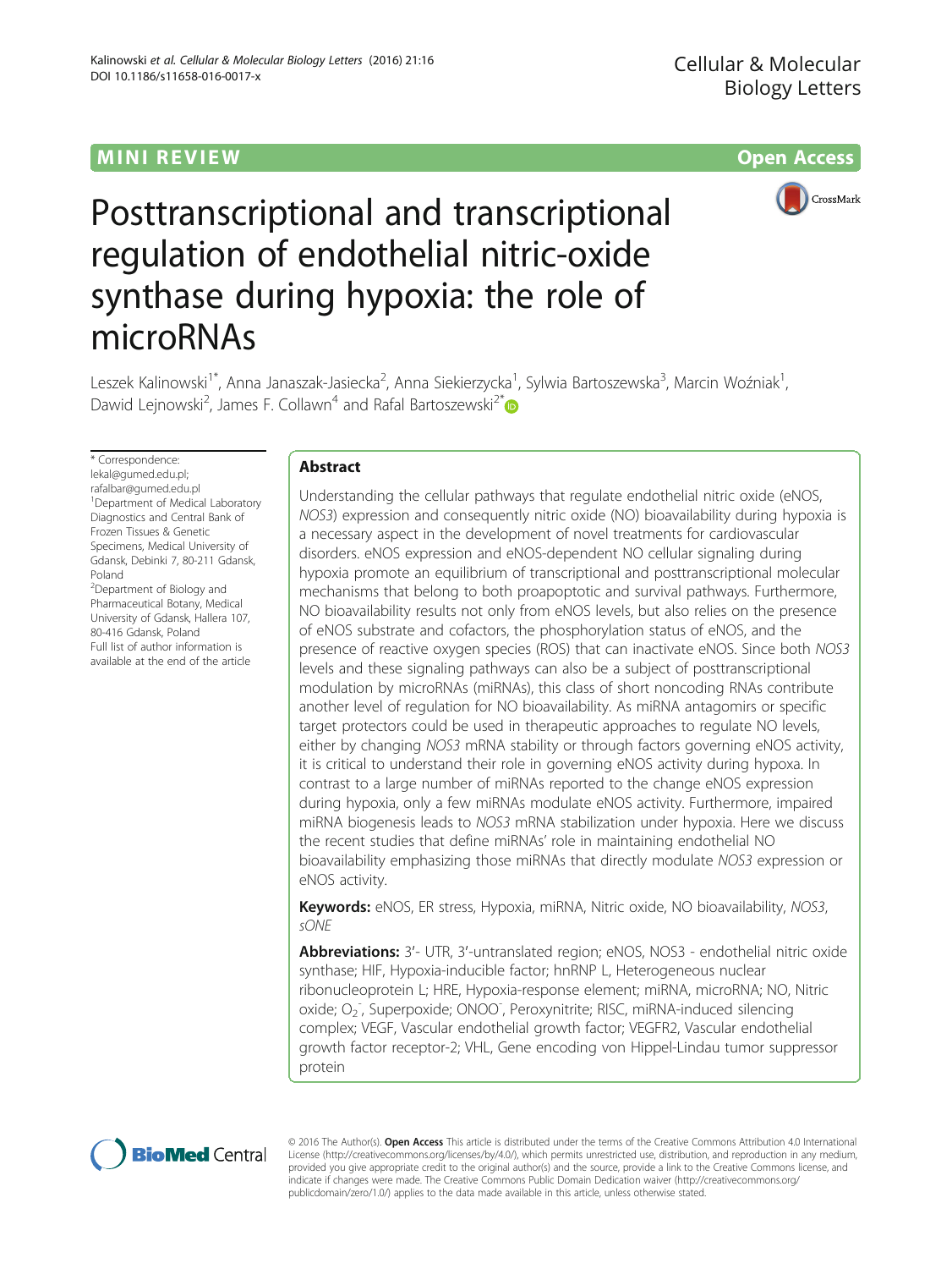MINI REVIEW

Open Access

# Posttranscriptional and transcriptional regulation of endothelial nitric-oxide synthase during hypoxia: the role of microRNAs

Leszek Kalinowski[1*], Anna Janaszak-Jasiecka[2], Anna Siekierzycka[1], Sylwia Bartoszewska[3], Marcin Woźniak[1], Dawid Lejnowski[2], James F. Collawn[4] and Rafal Bartoszewski[2*]

\* Correspondence: lekal@gumed.edu.pl; rafalbar@gumed.edu.pl

[1]Department of Medical Laboratory Diagnostics and Central Bank of Frozen Tissues & Genetic Specimens, Medical University of Gdansk, Debinki 7, 80-211 Gdansk, Poland

[2]Department of Biology and Pharmaceutical Botany, Medical University of Gdansk, Hallera 107, 80-416 Gdansk, Poland

Full list of author information is available at the end of the article

## Abstract

Understanding the cellular pathways that regulate endothelial nitric oxide (eNOS, *NOS3*) expression and consequently nitric oxide (NO) bioavailability during hypoxia is a necessary aspect in the development of novel treatments for cardiovascular disorders. eNOS expression and eNOS-dependent NO cellular signaling during hypoxia promote an equilibrium of transcriptional and posttranscriptional molecular mechanisms that belong to both proapoptotic and survival pathways. Furthermore, NO bioavailability results not only from eNOS levels, but also relies on the presence of eNOS substrate and cofactors, the phosphorylation status of eNOS, and the presence of reactive oxygen species (ROS) that can inactivate eNOS. Since both *NOS3* levels and these signaling pathways can also be a subject of posttranscriptional modulation by microRNAs (miRNAs), this class of short noncoding RNAs contribute another level of regulation for NO bioavailability. As miRNA antagomirs or specific target protectors could be used in therapeutic approaches to regulate NO levels, either by changing *NOS3* mRNA stability or through factors governing eNOS activity, it is critical to understand their role in governing eNOS activity during hypoxa. In contrast to a large number of miRNAs reported to the change eNOS expression during hypoxia, only a few miRNAs modulate eNOS activity. Furthermore, impaired miRNA biogenesis leads to *NOS3* mRNA stabilization under hypoxia. Here we discuss the recent studies that define miRNAs' role in maintaining endothelial NO bioavailability emphasizing those miRNAs that directly modulate *NOS3* expression or eNOS activity.

**Keywords:** eNOS, ER stress, Hypoxia, miRNA, Nitric oxide, NO bioavailability, *NOS3*, *sONE*

**Abbreviations:** 3′- UTR, 3′-untranslated region; eNOS, NOS3 - endothelial nitric oxide synthase; HIF, Hypoxia-inducible factor; hnRNP L, Heterogeneous nuclear ribonucleoprotein L; HRE, Hypoxia-response element; miRNA, microRNA; NO, Nitric oxide; $O_2^-$, Superpoxide; $ONOO^-$, Peroxynitrite; RISC, miRNA-induced silencing complex; VEGF, Vascular endothelial growth factor; VEGFR2, Vascular endothelial growth factor receptor-2; VHL, Gene encoding von Hippel-Lindau tumor suppressor protein

© 2016 The Author(s). **Open Access** This article is distributed under the terms of the Creative Commons Attribution 4.0 International License (http://creativecommons.org/licenses/by/4.0/), which permits unrestricted use, distribution, and reproduction in any medium, provided you give appropriate credit to the original author(s) and the source, provide a link to the Creative Commons license, and indicate if changes were made. The Creative Commons Public Domain Dedication waiver (http://creativecommons.org/publicdomain/zero/1.0/) applies to the data made available in this article, unless otherwise stated.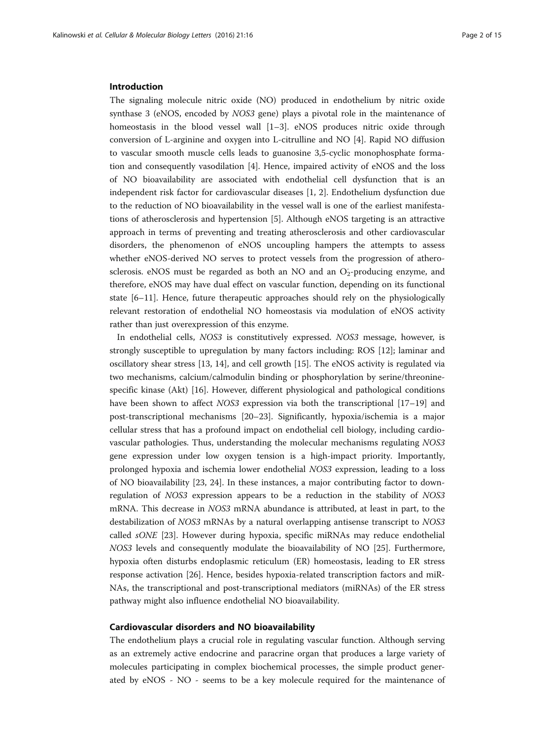## Introduction

The signaling molecule nitric oxide (NO) produced in endothelium by nitric oxide synthase 3 (eNOS, encoded by *NOS3* gene) plays a pivotal role in the maintenance of homeostasis in the blood vessel wall [1–3]. eNOS produces nitric oxide through conversion of L-arginine and oxygen into L-citrulline and NO [4]. Rapid NO diffusion to vascular smooth muscle cells leads to guanosine 3,5-cyclic monophosphate formation and consequently vasodilation [4]. Hence, impaired activity of eNOS and the loss of NO bioavailability are associated with endothelial cell dysfunction that is an independent risk factor for cardiovascular diseases [1, 2]. Endothelium dysfunction due to the reduction of NO bioavailability in the vessel wall is one of the earliest manifestations of atherosclerosis and hypertension [5]. Although eNOS targeting is an attractive approach in terms of preventing and treating atherosclerosis and other cardiovascular disorders, the phenomenon of eNOS uncoupling hampers the attempts to assess whether eNOS-derived NO serves to protect vessels from the progression of atherosclerosis. eNOS must be regarded as both an NO and an $O_2^-$-producing enzyme, and therefore, eNOS may have dual effect on vascular function, depending on its functional state [6–11]. Hence, future therapeutic approaches should rely on the physiologically relevant restoration of endothelial NO homeostasis via modulation of eNOS activity rather than just overexpression of this enzyme.

In endothelial cells, *NOS3* is constitutively expressed. *NOS3* message, however, is strongly susceptible to upregulation by many factors including: ROS [12]; laminar and oscillatory shear stress [13, 14], and cell growth [15]. The eNOS activity is regulated via two mechanisms, calcium/calmodulin binding or phosphorylation by serine/threonine-specific kinase (Akt) [16]. However, different physiological and pathological conditions have been shown to affect *NOS3* expression via both the transcriptional [17–19] and post-transcriptional mechanisms [20–23]. Significantly, hypoxia/ischemia is a major cellular stress that has a profound impact on endothelial cell biology, including cardiovascular pathologies. Thus, understanding the molecular mechanisms regulating *NOS3* gene expression under low oxygen tension is a high-impact priority. Importantly, prolonged hypoxia and ischemia lower endothelial *NOS3* expression, leading to a loss of NO bioavailability [23, 24]. In these instances, a major contributing factor to downregulation of *NOS3* expression appears to be a reduction in the stability of *NOS3* mRNA. This decrease in *NOS3* mRNA abundance is attributed, at least in part, to the destabilization of *NOS3* mRNAs by a natural overlapping antisense transcript to *NOS3* called *sONE* [23]. However during hypoxia, specific miRNAs may reduce endothelial *NOS3* levels and consequently modulate the bioavailability of NO [25]. Furthermore, hypoxia often disturbs endoplasmic reticulum (ER) homeostasis, leading to ER stress response activation [26]. Hence, besides hypoxia-related transcription factors and miRNAs, the transcriptional and post-transcriptional mediators (miRNAs) of the ER stress pathway might also influence endothelial NO bioavailability.

### Cardiovascular disorders and NO bioavailability

The endothelium plays a crucial role in regulating vascular function. Although serving as an extremely active endocrine and paracrine organ that produces a large variety of molecules participating in complex biochemical processes, the simple product generated by eNOS - NO - seems to be a key molecule required for the maintenance of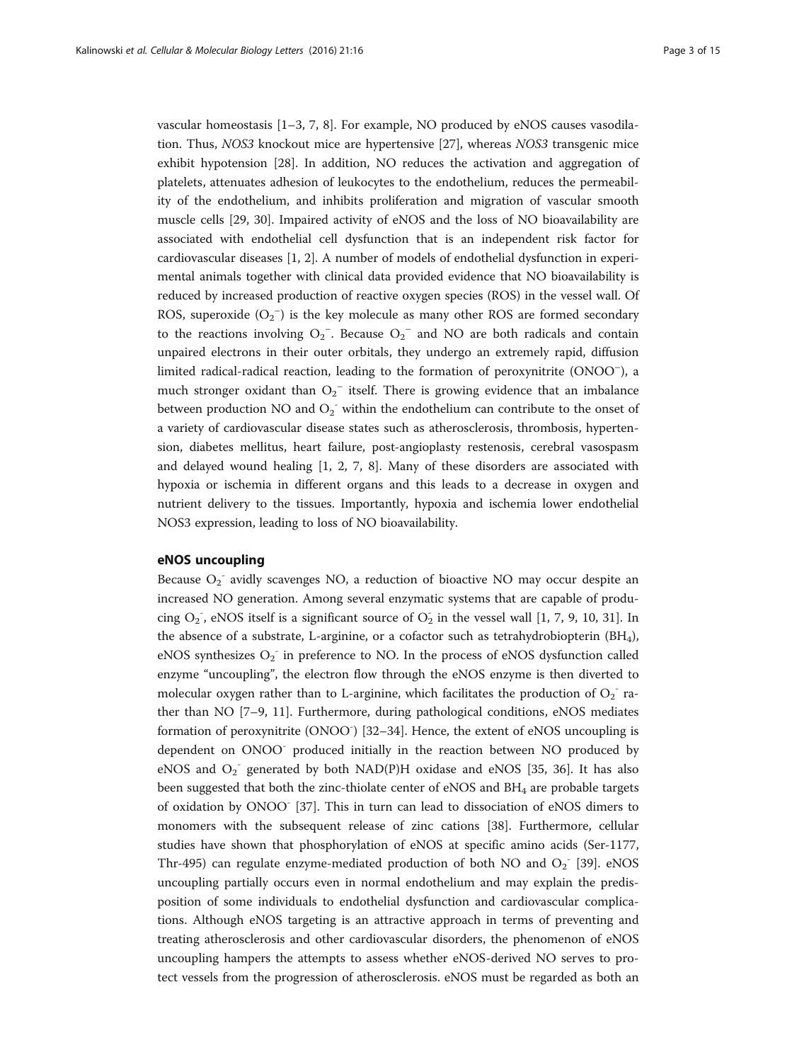vascular homeostasis [1–3, 7, 8]. For example, NO produced by eNOS causes vasodilation. Thus, *NOS3* knockout mice are hypertensive [27], whereas *NOS3* transgenic mice exhibit hypotension [28]. In addition, NO reduces the activation and aggregation of platelets, attenuates adhesion of leukocytes to the endothelium, reduces the permeability of the endothelium, and inhibits proliferation and migration of vascular smooth muscle cells [29, 30]. Impaired activity of eNOS and the loss of NO bioavailability are associated with endothelial cell dysfunction that is an independent risk factor for cardiovascular diseases [1, 2]. A number of models of endothelial dysfunction in experimental animals together with clinical data provided evidence that NO bioavailability is reduced by increased production of reactive oxygen species (ROS) in the vessel wall. Of ROS, superoxide ($O_2^-$) is the key molecule as many other ROS are formed secondary to the reactions involving $O_2^-$. Because $O_2^-$ and NO are both radicals and contain unpaired electrons in their outer orbitals, they undergo an extremely rapid, diffusion limited radical-radical reaction, leading to the formation of peroxynitrite ($ONOO^-$), a much stronger oxidant than $O_2^-$ itself. There is growing evidence that an imbalance between production NO and $O_2^-$ within the endothelium can contribute to the onset of a variety of cardiovascular disease states such as atherosclerosis, thrombosis, hypertension, diabetes mellitus, heart failure, post-angioplasty restenosis, cerebral vasospasm and delayed wound healing [1, 2, 7, 8]. Many of these disorders are associated with hypoxia or ischemia in different organs and this leads to a decrease in oxygen and nutrient delivery to the tissues. Importantly, hypoxia and ischemia lower endothelial NOS3 expression, leading to loss of NO bioavailability.

## eNOS uncoupling

Because $O_2^-$ avidly scavenges NO, a reduction of bioactive NO may occur despite an increased NO generation. Among several enzymatic systems that are capable of producing $O_2^-$, eNOS itself is a significant source of $O_2^-$ in the vessel wall [1, 7, 9, 10, 31]. In the absence of a substrate, L-arginine, or a cofactor such as tetrahydrobiopterin ($BH_4$), eNOS synthesizes $O_2^-$ in preference to NO. In the process of eNOS dysfunction called enzyme "uncoupling", the electron flow through the eNOS enzyme is then diverted to molecular oxygen rather than to L-arginine, which facilitates the production of $O_2^-$ rather than NO [7–9, 11]. Furthermore, during pathological conditions, eNOS mediates formation of peroxynitrite ($ONOO^-$) [32–34]. Hence, the extent of eNOS uncoupling is dependent on $ONOO^-$ produced initially in the reaction between NO produced by eNOS and $O_2^-$ generated by both NAD(P)H oxidase and eNOS [35, 36]. It has also been suggested that both the zinc-thiolate center of eNOS and $BH_4$ are probable targets of oxidation by $ONOO^-$ [37]. This in turn can lead to dissociation of eNOS dimers to monomers with the subsequent release of zinc cations [38]. Furthermore, cellular studies have shown that phosphorylation of eNOS at specific amino acids (Ser-1177, Thr-495) can regulate enzyme-mediated production of both NO and $O_2^-$ [39]. eNOS uncoupling partially occurs even in normal endothelium and may explain the predisposition of some individuals to endothelial dysfunction and cardiovascular complications. Although eNOS targeting is an attractive approach in terms of preventing and treating atherosclerosis and other cardiovascular disorders, the phenomenon of eNOS uncoupling hampers the attempts to assess whether eNOS-derived NO serves to protect vessels from the progression of atherosclerosis. eNOS must be regarded as both an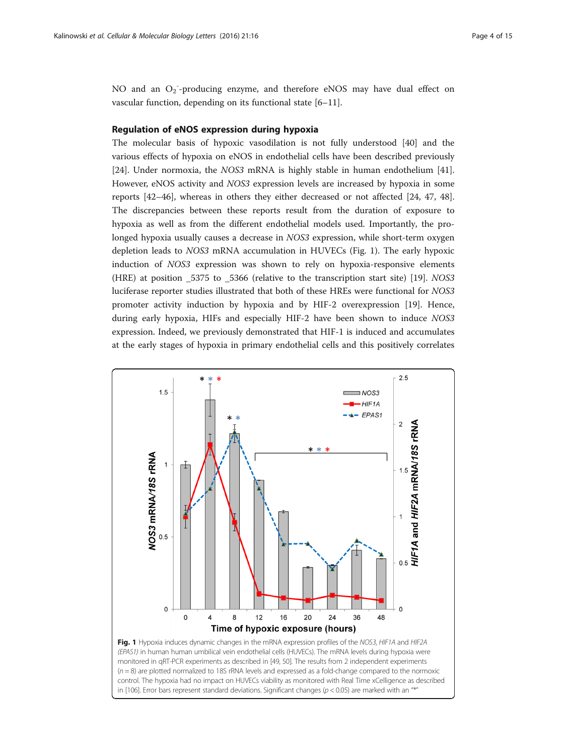NO and an $O_2^-$-producing enzyme, and therefore eNOS may have dual effect on vascular function, depending on its functional state [6–11].

### Regulation of eNOS expression during hypoxia

The molecular basis of hypoxic vasodilation is not fully understood [40] and the various effects of hypoxia on eNOS in endothelial cells have been described previously [24]. Under normoxia, the *NOS3* mRNA is highly stable in human endothelium [41]. However, eNOS activity and *NOS3* expression levels are increased by hypoxia in some reports [42–46], whereas in others they either decreased or not affected [24, 47, 48]. The discrepancies between these reports result from the duration of exposure to hypoxia as well as from the different endothelial models used. Importantly, the prolonged hypoxia usually causes a decrease in *NOS3* expression, while short-term oxygen depletion leads to *NOS3* mRNA accumulation in HUVECs (Fig. 1). The early hypoxic induction of *NOS3* expression was shown to rely on hypoxia-responsive elements (HRE) at position _5375 to _5366 (relative to the transcription start site) [19]. *NOS3* luciferase reporter studies illustrated that both of these HREs were functional for *NOS3* promoter activity induction by hypoxia and by HIF-2 overexpression [19]. Hence, during early hypoxia, HIFs and especially HIF-2 have been shown to induce *NOS3* expression. Indeed, we previously demonstrated that HIF-1 is induced and accumulates at the early stages of hypoxia in primary endothelial cells and this positively correlates

**Fig. 1** Hypoxia induces dynamic changes in the mRNA expression profiles of the *NOS3*, *HIF1A* and *HIF2A (EPAS1)* in human human umbilical vein endothelial cells (HUVECs). The mRNA levels during hypoxia were monitored in qRT-PCR experiments as described in [49, 50]. The results from 2 independent experiments ($n = 8$) are plotted normalized to 18S rRNA levels and expressed as a fold-change compared to the normoxic control. The hypoxia had no impact on HUVECs viability as monitored with Real Time xCelligence as described in [106]. Error bars represent standard deviations. Significant changes ($p < 0.05$) are marked with an "*"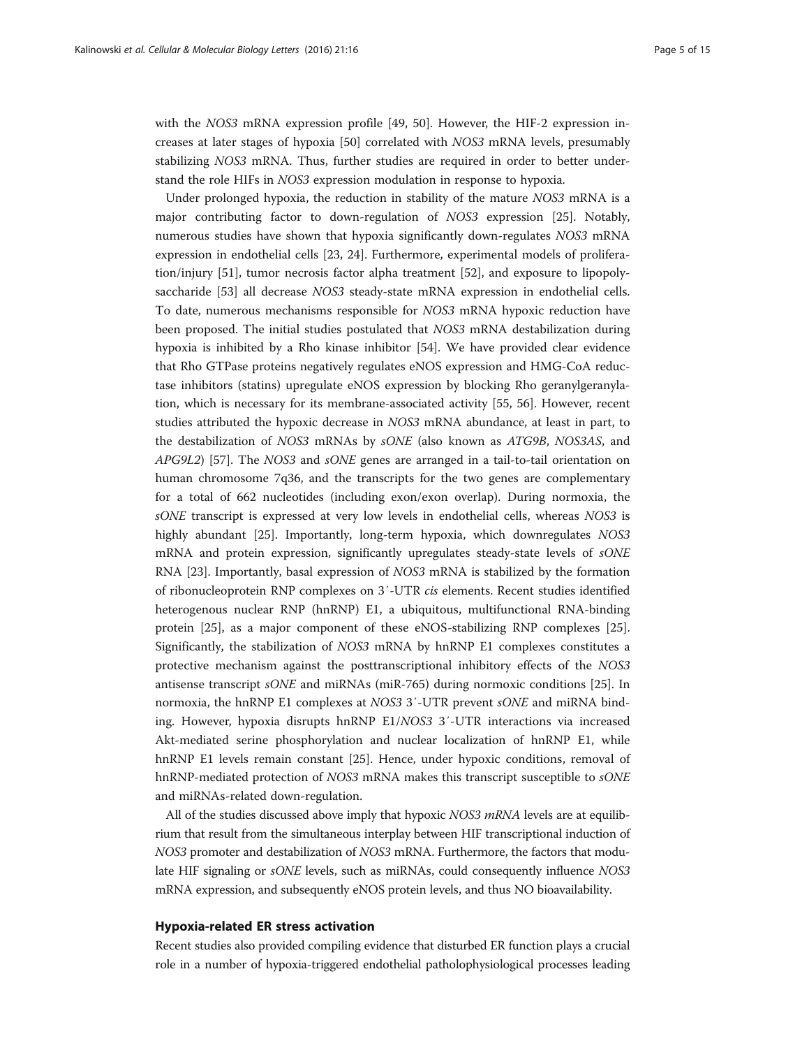with the *NOS3* mRNA expression profile [49, 50]. However, the HIF-2 expression increases at later stages of hypoxia [50] correlated with *NOS3* mRNA levels, presumably stabilizing *NOS3* mRNA. Thus, further studies are required in order to better understand the role HIFs in *NOS3* expression modulation in response to hypoxia.

Under prolonged hypoxia, the reduction in stability of the mature *NOS3* mRNA is a major contributing factor to down-regulation of *NOS3* expression [25]. Notably, numerous studies have shown that hypoxia significantly down-regulates *NOS3* mRNA expression in endothelial cells [23, 24]. Furthermore, experimental models of proliferation/injury [51], tumor necrosis factor alpha treatment [52], and exposure to lipopolysaccharide [53] all decrease *NOS3* steady-state mRNA expression in endothelial cells. To date, numerous mechanisms responsible for *NOS3* mRNA hypoxic reduction have been proposed. The initial studies postulated that *NOS3* mRNA destabilization during hypoxia is inhibited by a Rho kinase inhibitor [54]. We have provided clear evidence that Rho GTPase proteins negatively regulates eNOS expression and HMG-CoA reductase inhibitors (statins) upregulate eNOS expression by blocking Rho geranylgeranylation, which is necessary for its membrane-associated activity [55, 56]. However, recent studies attributed the hypoxic decrease in *NOS3* mRNA abundance, at least in part, to the destabilization of *NOS3* mRNAs by *sONE* (also known as *ATG9B*, *NOS3AS*, and *APG9L2*) [57]. The *NOS3* and *sONE* genes are arranged in a tail-to-tail orientation on human chromosome 7q36, and the transcripts for the two genes are complementary for a total of 662 nucleotides (including exon/exon overlap). During normoxia, the *sONE* transcript is expressed at very low levels in endothelial cells, whereas *NOS3* is highly abundant [25]. Importantly, long-term hypoxia, which downregulates *NOS3* mRNA and protein expression, significantly upregulates steady-state levels of *sONE* RNA [23]. Importantly, basal expression of *NOS3* mRNA is stabilized by the formation of ribonucleoprotein RNP complexes on 3′-UTR *cis* elements. Recent studies identified heterogenous nuclear RNP (hnRNP) E1, a ubiquitous, multifunctional RNA-binding protein [25], as a major component of these eNOS-stabilizing RNP complexes [25]. Significantly, the stabilization of *NOS3* mRNA by hnRNP E1 complexes constitutes a protective mechanism against the posttranscriptional inhibitory effects of the *NOS3* antisense transcript *sONE* and miRNAs (miR-765) during normoxic conditions [25]. In normoxia, the hnRNP E1 complexes at *NOS3* 3′-UTR prevent *sONE* and miRNA binding. However, hypoxia disrupts hnRNP E1/*NOS3* 3′-UTR interactions via increased Akt-mediated serine phosphorylation and nuclear localization of hnRNP E1, while hnRNP E1 levels remain constant [25]. Hence, under hypoxic conditions, removal of hnRNP-mediated protection of *NOS3* mRNA makes this transcript susceptible to *sONE* and miRNAs-related down-regulation.

All of the studies discussed above imply that hypoxic *NOS3 mRNA* levels are at equilibrium that result from the simultaneous interplay between HIF transcriptional induction of *NOS3* promoter and destabilization of *NOS3* mRNA. Furthermore, the factors that modulate HIF signaling or *sONE* levels, such as miRNAs, could consequently influence *NOS3* mRNA expression, and subsequently eNOS protein levels, and thus NO bioavailability.

### Hypoxia-related ER stress activation

Recent studies also provided compiling evidence that disturbed ER function plays a crucial role in a number of hypoxia-triggered endothelial pathophysiological processes leading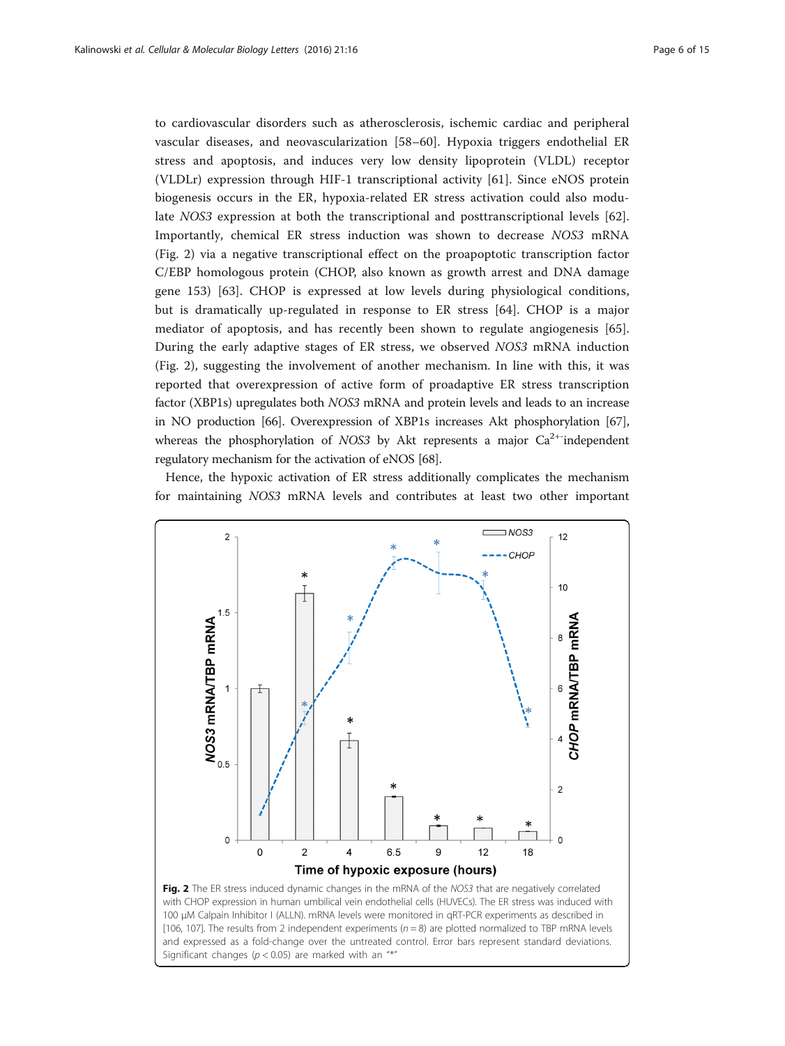to cardiovascular disorders such as atherosclerosis, ischemic cardiac and peripheral vascular diseases, and neovascularization [58–60]. Hypoxia triggers endothelial ER stress and apoptosis, and induces very low density lipoprotein (VLDL) receptor (VLDLr) expression through HIF-1 transcriptional activity [61]. Since eNOS protein biogenesis occurs in the ER, hypoxia-related ER stress activation could also modulate *NOS3* expression at both the transcriptional and posttranscriptional levels [62]. Importantly, chemical ER stress induction was shown to decrease *NOS3* mRNA (Fig. 2) via a negative transcriptional effect on the proapoptotic transcription factor C/EBP homologous protein (CHOP, also known as growth arrest and DNA damage gene 153) [63]. CHOP is expressed at low levels during physiological conditions, but is dramatically up-regulated in response to ER stress [64]. CHOP is a major mediator of apoptosis, and has recently been shown to regulate angiogenesis [65]. During the early adaptive stages of ER stress, we observed *NOS3* mRNA induction (Fig. 2), suggesting the involvement of another mechanism. In line with this, it was reported that overexpression of active form of proadaptive ER stress transcription factor (XBP1s) upregulates both *NOS3* mRNA and protein levels and leads to an increase in NO production [66]. Overexpression of XBP1s increases Akt phosphorylation [67], whereas the phosphorylation of *NOS3* by Akt represents a major $Ca^{2+}$-independent regulatory mechanism for the activation of eNOS [68].

Hence, the hypoxic activation of ER stress additionally complicates the mechanism for maintaining *NOS3* mRNA levels and contributes at least two other important

**Fig. 2** The ER stress induced dynamic changes in the mRNA of the *NOS3* that are negatively correlated with CHOP expression in human umbilical vein endothelial cells (HUVECs). The ER stress was induced with 100 μM Calpain Inhibitor I (ALLN). mRNA levels were monitored in qRT-PCR experiments as described in [106, 107]. The results from 2 independent experiments ($n = 8$) are plotted normalized to TBP mRNA levels and expressed as a fold-change over the untreated control. Error bars represent standard deviations. Significant changes ($p < 0.05$) are marked with an "*"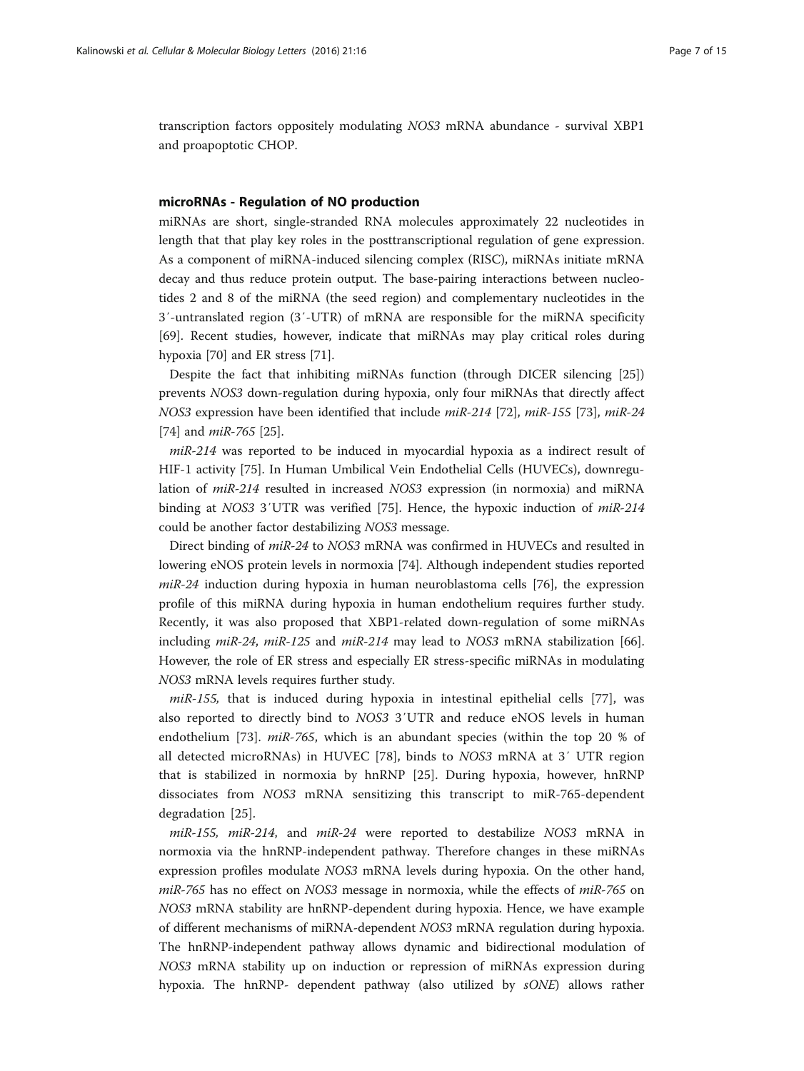transcription factors oppositely modulating *NOS3* mRNA abundance - survival XBP1 and proapoptotic CHOP.

### microRNAs - Regulation of NO production

miRNAs are short, single-stranded RNA molecules approximately 22 nucleotides in length that that play key roles in the posttranscriptional regulation of gene expression. As a component of miRNA-induced silencing complex (RISC), miRNAs initiate mRNA decay and thus reduce protein output. The base-pairing interactions between nucleotides 2 and 8 of the miRNA (the seed region) and complementary nucleotides in the 3′-untranslated region (3′-UTR) of mRNA are responsible for the miRNA specificity [69]. Recent studies, however, indicate that miRNAs may play critical roles during hypoxia [70] and ER stress [71].

Despite the fact that inhibiting miRNAs function (through DICER silencing [25]) prevents *NOS3* down-regulation during hypoxia, only four miRNAs that directly affect *NOS3* expression have been identified that include *miR-214* [72], *miR-155* [73], *miR-24* [74] and *miR-765* [25].

*miR-214* was reported to be induced in myocardial hypoxia as a indirect result of HIF-1 activity [75]. In Human Umbilical Vein Endothelial Cells (HUVECs), downregulation of *miR-214* resulted in increased *NOS3* expression (in normoxia) and miRNA binding at *NOS3* 3′UTR was verified [75]. Hence, the hypoxic induction of *miR-214* could be another factor destabilizing *NOS3* message.

Direct binding of *miR-24* to *NOS3* mRNA was confirmed in HUVECs and resulted in lowering eNOS protein levels in normoxia [74]. Although independent studies reported *miR-24* induction during hypoxia in human neuroblastoma cells [76], the expression profile of this miRNA during hypoxia in human endothelium requires further study. Recently, it was also proposed that XBP1-related down-regulation of some miRNAs including *miR-24*, *miR-125* and *miR-214* may lead to *NOS3* mRNA stabilization [66]. However, the role of ER stress and especially ER stress-specific miRNAs in modulating *NOS3* mRNA levels requires further study.

*miR-155,* that is induced during hypoxia in intestinal epithelial cells [77], was also reported to directly bind to *NOS3* 3′UTR and reduce eNOS levels in human endothelium [73]. *miR-765*, which is an abundant species (within the top 20 % of all detected microRNAs) in HUVEC [78], binds to *NOS3* mRNA at 3′ UTR region that is stabilized in normoxia by hnRNP [25]. During hypoxia, however, hnRNP dissociates from *NOS3* mRNA sensitizing this transcript to miR-765-dependent degradation [25].

*miR-155, miR-214*, and *miR-24* were reported to destabilize *NOS3* mRNA in normoxia via the hnRNP-independent pathway. Therefore changes in these miRNAs expression profiles modulate *NOS3* mRNA levels during hypoxia. On the other hand, *miR-765* has no effect on *NOS3* message in normoxia, while the effects of *miR-765* on *NOS3* mRNA stability are hnRNP-dependent during hypoxia. Hence, we have example of different mechanisms of miRNA-dependent *NOS3* mRNA regulation during hypoxia. The hnRNP-independent pathway allows dynamic and bidirectional modulation of *NOS3* mRNA stability up on induction or repression of miRNAs expression during hypoxia. The hnRNP- dependent pathway (also utilized by *sONE*) allows rather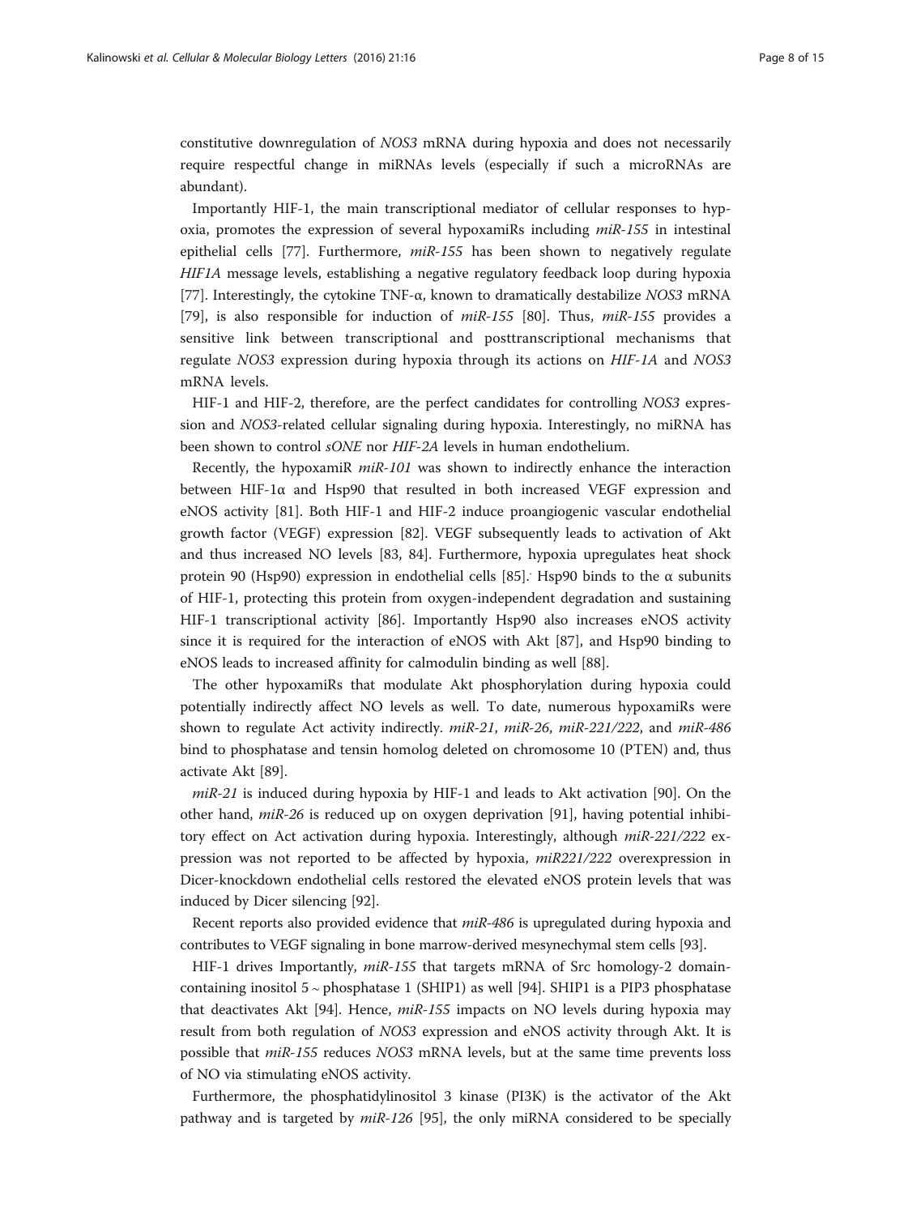constitutive downregulation of *NOS3* mRNA during hypoxia and does not necessarily require respectful change in miRNAs levels (especially if such a microRNAs are abundant).

Importantly HIF-1, the main transcriptional mediator of cellular responses to hypoxia, promotes the expression of several hypoxamiRs including *miR-155* in intestinal epithelial cells [77]. Furthermore, *miR-155* has been shown to negatively regulate *HIF1A* message levels, establishing a negative regulatory feedback loop during hypoxia [77]. Interestingly, the cytokine TNF-α, known to dramatically destabilize *NOS3* mRNA [79], is also responsible for induction of *miR-155* [80]. Thus, *miR-155* provides a sensitive link between transcriptional and posttranscriptional mechanisms that regulate *NOS3* expression during hypoxia through its actions on *HIF-1A* and *NOS3* mRNA levels.

HIF-1 and HIF-2, therefore, are the perfect candidates for controlling *NOS3* expression and *NOS3*-related cellular signaling during hypoxia. Interestingly, no miRNA has been shown to control *sONE* nor *HIF-2A* levels in human endothelium.

Recently, the hypoxamiR *miR-101* was shown to indirectly enhance the interaction between HIF-1α and Hsp90 that resulted in both increased VEGF expression and eNOS activity [81]. Both HIF-1 and HIF-2 induce proangiogenic vascular endothelial growth factor (VEGF) expression [82]. VEGF subsequently leads to activation of Akt and thus increased NO levels [83, 84]. Furthermore, hypoxia upregulates heat shock protein 90 (Hsp90) expression in endothelial cells [85]. Hsp90 binds to the α subunits of HIF-1, protecting this protein from oxygen-independent degradation and sustaining HIF-1 transcriptional activity [86]. Importantly Hsp90 also increases eNOS activity since it is required for the interaction of eNOS with Akt [87], and Hsp90 binding to eNOS leads to increased affinity for calmodulin binding as well [88].

The other hypoxamiRs that modulate Akt phosphorylation during hypoxia could potentially indirectly affect NO levels as well. To date, numerous hypoxamiRs were shown to regulate Act activity indirectly. *miR-21*, *miR-26*, *miR-221/222*, and *miR-486* bind to phosphatase and tensin homolog deleted on chromosome 10 (PTEN) and, thus activate Akt [89].

*miR-21* is induced during hypoxia by HIF-1 and leads to Akt activation [90]. On the other hand, *miR-26* is reduced up on oxygen deprivation [91], having potential inhibitory effect on Act activation during hypoxia. Interestingly, although *miR-221/222* expression was not reported to be affected by hypoxia, *miR221/222* overexpression in Dicer-knockdown endothelial cells restored the elevated eNOS protein levels that was induced by Dicer silencing [92].

Recent reports also provided evidence that *miR-486* is upregulated during hypoxia and contributes to VEGF signaling in bone marrow-derived mesynechymal stem cells [93].

HIF-1 drives Importantly, *miR-155* that targets mRNA of Src homology-2 domain-containing inositol 5 ~ phosphatase 1 (SHIP1) as well [94]. SHIP1 is a PIP3 phosphatase that deactivates Akt [94]. Hence, *miR-155* impacts on NO levels during hypoxia may result from both regulation of *NOS3* expression and eNOS activity through Akt. It is possible that *miR-155* reduces *NOS3* mRNA levels, but at the same time prevents loss of NO via stimulating eNOS activity.

Furthermore, the phosphatidylinositol 3 kinase (PI3K) is the activator of the Akt pathway and is targeted by *miR-126* [95], the only miRNA considered to be specially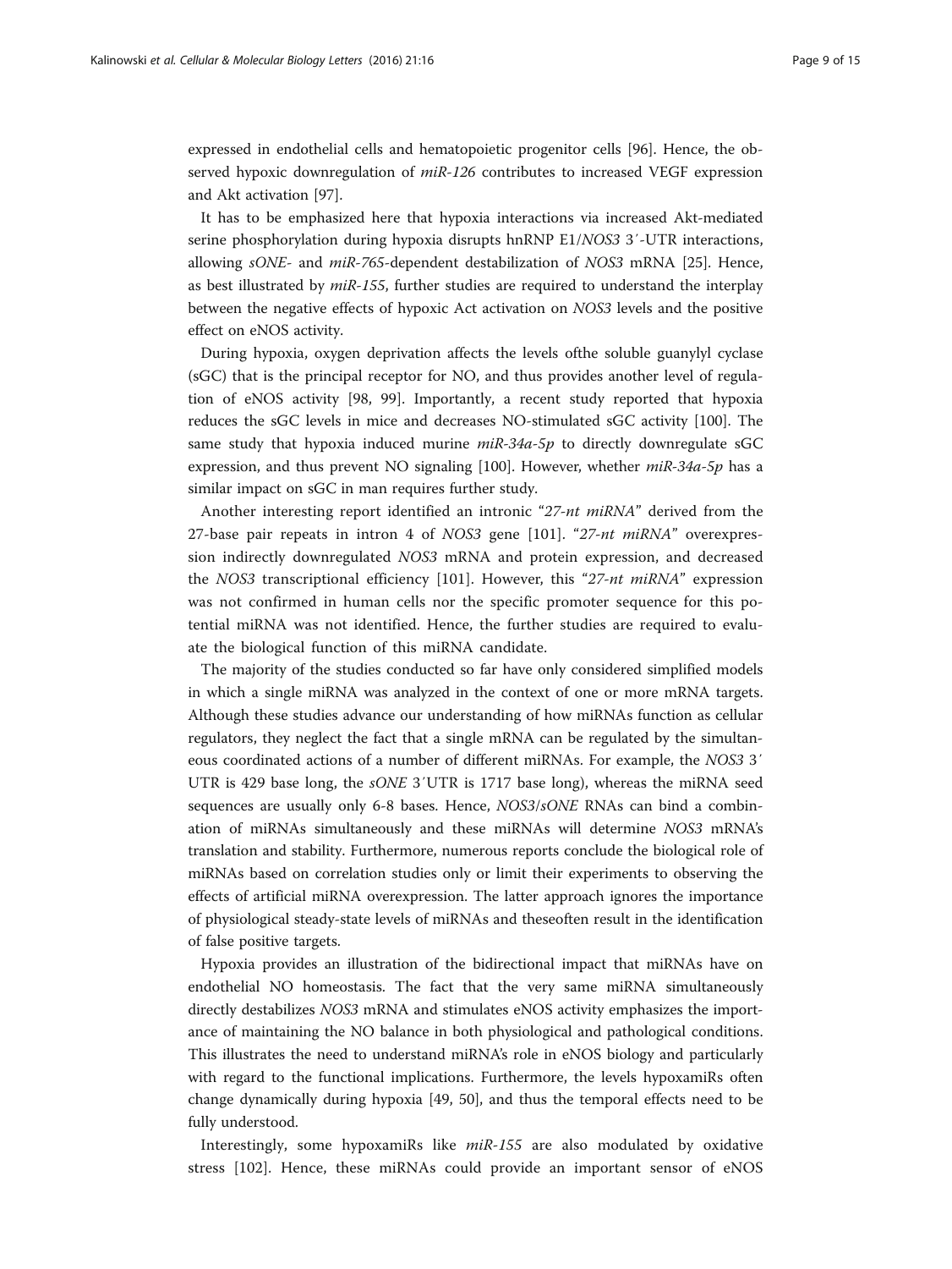expressed in endothelial cells and hematopoietic progenitor cells [96]. Hence, the observed hypoxic downregulation of *miR-126* contributes to increased VEGF expression and Akt activation [97].

It has to be emphasized here that hypoxia interactions via increased Akt-mediated serine phosphorylation during hypoxia disrupts hnRNP E1/*NOS3* 3′-UTR interactions, allowing *sONE*- and *miR-765*-dependent destabilization of *NOS3* mRNA [25]. Hence, as best illustrated by *miR-155*, further studies are required to understand the interplay between the negative effects of hypoxic Act activation on *NOS3* levels and the positive effect on eNOS activity.

During hypoxia, oxygen deprivation affects the levels ofthe soluble guanylyl cyclase (sGC) that is the principal receptor for NO, and thus provides another level of regulation of eNOS activity [98, 99]. Importantly, a recent study reported that hypoxia reduces the sGC levels in mice and decreases NO-stimulated sGC activity [100]. The same study that hypoxia induced murine *miR-34a-5p* to directly downregulate sGC expression, and thus prevent NO signaling [100]. However, whether *miR-34a-5p* has a similar impact on sGC in man requires further study.

Another interesting report identified an intronic "*27-nt miRNA*" derived from the 27-base pair repeats in intron 4 of *NOS3* gene [101]. "*27-nt miRNA*" overexpression indirectly downregulated *NOS3* mRNA and protein expression, and decreased the *NOS3* transcriptional efficiency [101]. However, this "*27-nt miRNA*" expression was not confirmed in human cells nor the specific promoter sequence for this potential miRNA was not identified. Hence, the further studies are required to evaluate the biological function of this miRNA candidate.

The majority of the studies conducted so far have only considered simplified models in which a single miRNA was analyzed in the context of one or more mRNA targets. Although these studies advance our understanding of how miRNAs function as cellular regulators, they neglect the fact that a single mRNA can be regulated by the simultaneous coordinated actions of a number of different miRNAs. For example, the *NOS3* 3′ UTR is 429 base long, the *sONE* 3′UTR is 1717 base long), whereas the miRNA seed sequences are usually only 6-8 bases. Hence, *NOS3*/*sONE* RNAs can bind a combination of miRNAs simultaneously and these miRNAs will determine *NOS3* mRNA's translation and stability. Furthermore, numerous reports conclude the biological role of miRNAs based on correlation studies only or limit their experiments to observing the effects of artificial miRNA overexpression. The latter approach ignores the importance of physiological steady-state levels of miRNAs and theseoften result in the identification of false positive targets.

Hypoxia provides an illustration of the bidirectional impact that miRNAs have on endothelial NO homeostasis. The fact that the very same miRNA simultaneously directly destabilizes *NOS3* mRNA and stimulates eNOS activity emphasizes the importance of maintaining the NO balance in both physiological and pathological conditions. This illustrates the need to understand miRNA's role in eNOS biology and particularly with regard to the functional implications. Furthermore, the levels hypoxamiRs often change dynamically during hypoxia [49, 50], and thus the temporal effects need to be fully understood.

Interestingly, some hypoxamiRs like *miR-155* are also modulated by oxidative stress [102]. Hence, these miRNAs could provide an important sensor of eNOS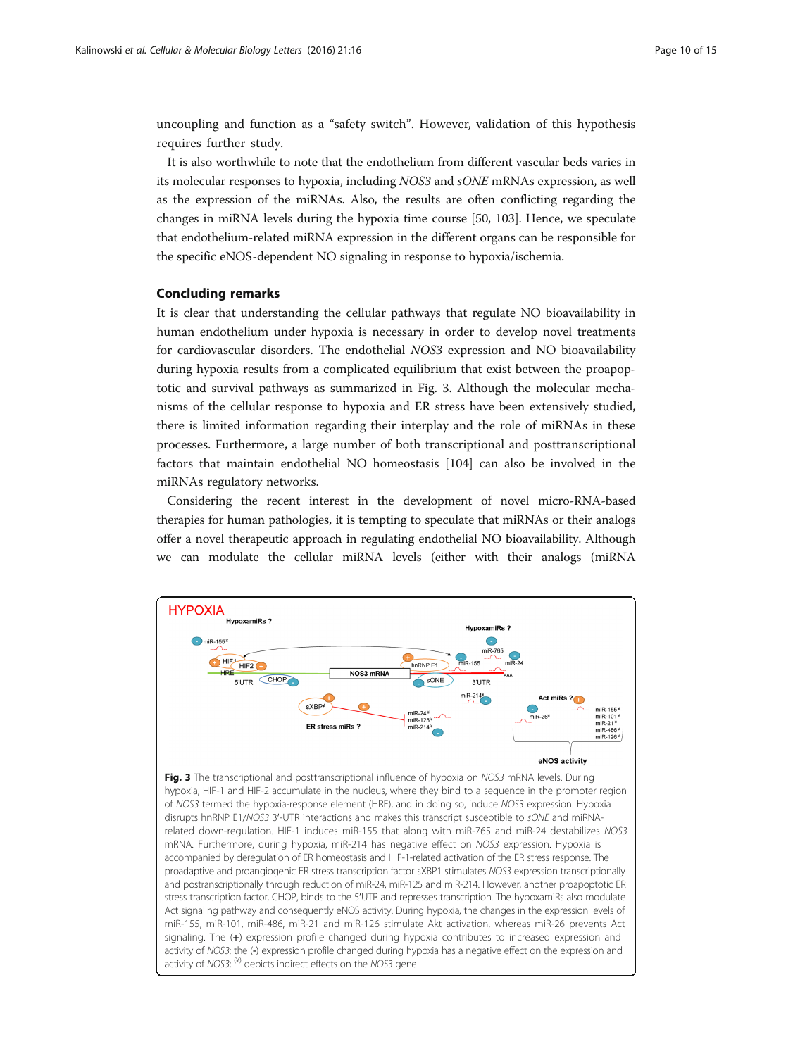uncoupling and function as a "safety switch". However, validation of this hypothesis requires further study.

It is also worthwhile to note that the endothelium from different vascular beds varies in its molecular responses to hypoxia, including *NOS3* and *sONE* mRNAs expression, as well as the expression of the miRNAs. Also, the results are often conflicting regarding the changes in miRNA levels during the hypoxia time course [50, 103]. Hence, we speculate that endothelium-related miRNA expression in the different organs can be responsible for the specific eNOS-dependent NO signaling in response to hypoxia/ischemia.

## Concluding remarks

It is clear that understanding the cellular pathways that regulate NO bioavailability in human endothelium under hypoxia is necessary in order to develop novel treatments for cardiovascular disorders. The endothelial *NOS3* expression and NO bioavailability during hypoxia results from a complicated equilibrium that exist between the proapoptotic and survival pathways as summarized in Fig. 3. Although the molecular mechanisms of the cellular response to hypoxia and ER stress have been extensively studied, there is limited information regarding their interplay and the role of miRNAs in these processes. Furthermore, a large number of both transcriptional and posttranscriptional factors that maintain endothelial NO homeostasis [104] can also be involved in the miRNAs regulatory networks.

Considering the recent interest in the development of novel micro-RNA-based therapies for human pathologies, it is tempting to speculate that miRNAs or their analogs offer a novel therapeutic approach in regulating endothelial NO bioavailability. Although we can modulate the cellular miRNA levels (either with their analogs (miRNA

**Fig. 3** The transcriptional and posttranscriptional influence of hypoxia on *NOS3* mRNA levels. During hypoxia, HIF-1 and HIF-2 accumulate in the nucleus, where they bind to a sequence in the promoter region of *NOS3* termed the hypoxia-response element (HRE), and in doing so, induce *NOS3* expression. Hypoxia disrupts hnRNP E1/*NOS3* 3'-UTR interactions and makes this transcript susceptible to *sONE* and miRNA-related down-regulation. HIF-1 induces miR-155 that along with miR-765 and miR-24 destabilizes *NOS3* mRNA. Furthermore, during hypoxia, miR-214 has negative effect on *NOS3* expression. Hypoxia is accompanied by deregulation of ER homeostasis and HIF-1-related activation of the ER stress response. The proadaptive and proangiogenic ER stress transcription factor sXBP1 stimulates *NOS3* expression transcriptionally and postranscriptionally through reduction of miR-24, miR-125 and miR-214. However, another proapoptotic ER stress transcription factor, CHOP, binds to the 5'UTR and represses transcription. The hypoxamiRs also modulate Act signaling pathway and consequently eNOS activity. During hypoxia, the changes in the expression levels of miR-155, miR-101, miR-486, miR-21 and miR-126 stimulate Akt activation, whereas miR-26 prevents Act signaling. The (+) expression profile changed during hypoxia contributes to increased expression and activity of *NOS3*; the (-) expression profile changed during hypoxia has a negative effect on the expression and activity of *NOS3*; [¥] depicts indirect effects on the *NOS3* gene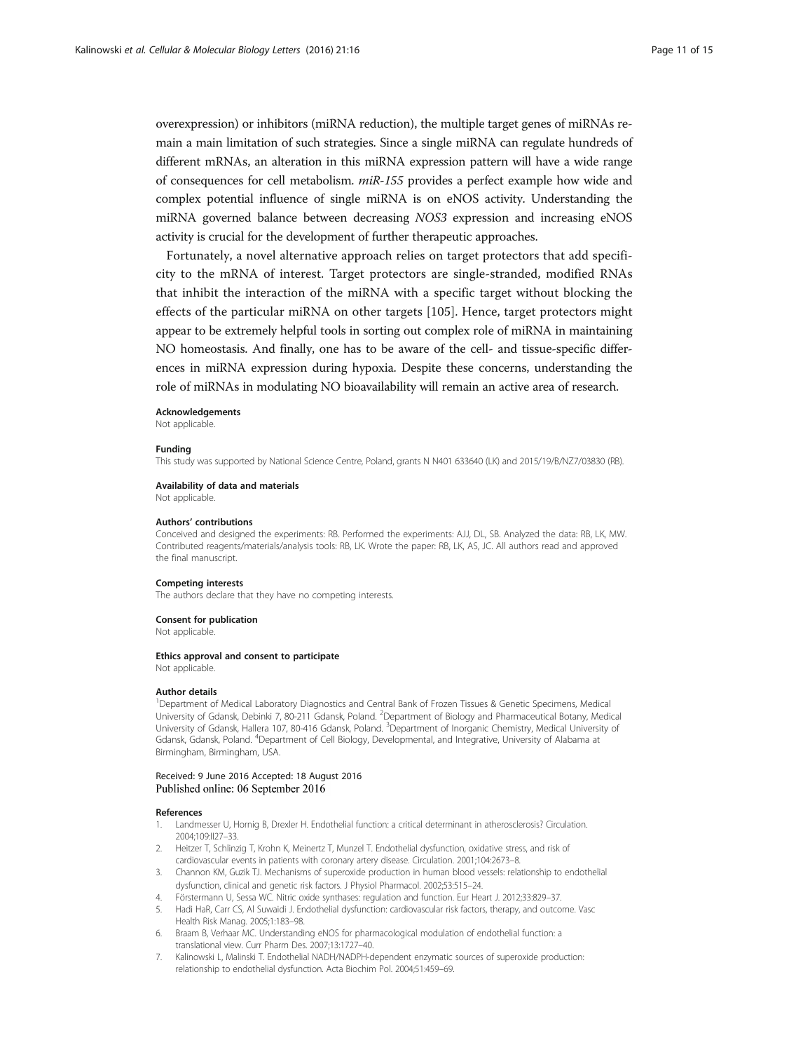overexpression) or inhibitors (miRNA reduction), the multiple target genes of miRNAs remain a main limitation of such strategies. Since a single miRNA can regulate hundreds of different mRNAs, an alteration in this miRNA expression pattern will have a wide range of consequences for cell metabolism. *miR-155* provides a perfect example how wide and complex potential influence of single miRNA is on eNOS activity. Understanding the miRNA governed balance between decreasing *NOS3* expression and increasing eNOS activity is crucial for the development of further therapeutic approaches.

Fortunately, a novel alternative approach relies on target protectors that add specificity to the mRNA of interest. Target protectors are single-stranded, modified RNAs that inhibit the interaction of the miRNA with a specific target without blocking the effects of the particular miRNA on other targets [105]. Hence, target protectors might appear to be extremely helpful tools in sorting out complex role of miRNA in maintaining NO homeostasis. And finally, one has to be aware of the cell- and tissue-specific differences in miRNA expression during hypoxia. Despite these concerns, understanding the role of miRNAs in modulating NO bioavailability will remain an active area of research.

#### Acknowledgements
Not applicable.

#### Funding
This study was supported by National Science Centre, Poland, grants N N401 633640 (LK) and 2015/19/B/NZ7/03830 (RB).

#### Availability of data and materials
Not applicable.

#### Authors' contributions
Conceived and designed the experiments: RB. Performed the experiments: AJJ, DL, SB. Analyzed the data: RB, LK, MW. Contributed reagents/materials/analysis tools: RB, LK. Wrote the paper: RB, LK, AS, JC. All authors read and approved the final manuscript.

#### Competing interests
The authors declare that they have no competing interests.

#### Consent for publication
Not applicable.

#### Ethics approval and consent to participate
Not applicable.

#### Author details
[1]Department of Medical Laboratory Diagnostics and Central Bank of Frozen Tissues & Genetic Specimens, Medical University of Gdansk, Debinki 7, 80-211 Gdansk, Poland. [2]Department of Biology and Pharmaceutical Botany, Medical University of Gdansk, Hallera 107, 80-416 Gdansk, Poland. [3]Department of Inorganic Chemistry, Medical University of Gdansk, Gdansk, Poland. [4]Department of Cell Biology, Developmental, and Integrative, University of Alabama at Birmingham, Birmingham, USA.

Received: 9 June 2016 Accepted: 18 August 2016
Published online: 06 September 2016

#### References
1. Landmesser U, Hornig B, Drexler H. Endothelial function: a critical determinant in atherosclerosis? Circulation. 2004;109:II27–33.
2. Heitzer T, Schlinzig T, Krohn K, Meinertz T, Munzel T. Endothelial dysfunction, oxidative stress, and risk of cardiovascular events in patients with coronary artery disease. Circulation. 2001;104:2673–8.
3. Channon KM, Guzik TJ. Mechanisms of superoxide production in human blood vessels: relationship to endothelial dysfunction, clinical and genetic risk factors. J Physiol Pharmacol. 2002;53:515–24.
4. Förstermann U, Sessa WC. Nitric oxide synthases: regulation and function. Eur Heart J. 2012;33:829–37.
5. Hadi HaR, Carr CS, Al Suwaidi J. Endothelial dysfunction: cardiovascular risk factors, therapy, and outcome. Vasc Health Risk Manag. 2005;1:183–98.
6. Braam B, Verhaar MC. Understanding eNOS for pharmacological modulation of endothelial function: a translational view. Curr Pharm Des. 2007;13:1727–40.
7. Kalinowski L, Malinski T. Endothelial NADH/NADPH-dependent enzymatic sources of superoxide production: relationship to endothelial dysfunction. Acta Biochim Pol. 2004;51:459–69.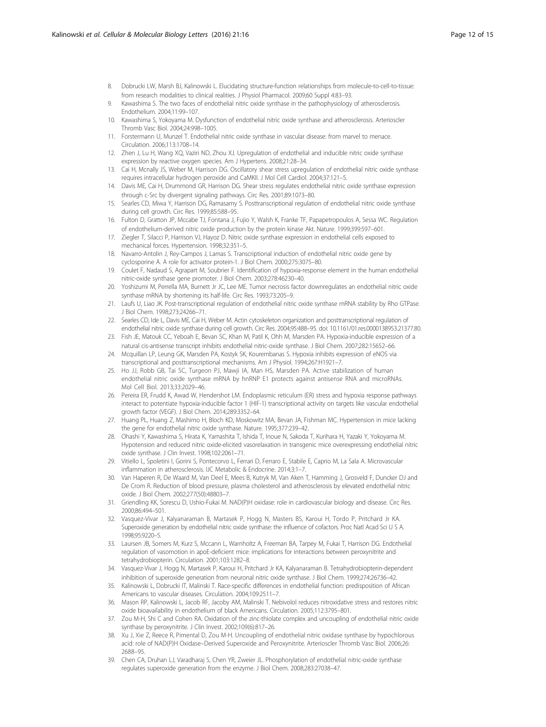8. Dobrucki LW, Marsh BJ, Kalinowski L. Elucidating structure-function relationships from molecule-to-cell-to-tissue: from research modalities to clinical realities. J Physiol Pharmacol. 2009;60 Suppl 4:83–93.
9. Kawashima S. The two faces of endothelial nitric oxide synthase in the pathophysiology of atherosclerosis. Endothelium. 2004;11:99–107.
10. Kawashima S, Yokoyama M. Dysfunction of endothelial nitric oxide synthase and atherosclerosis. Arterioscler Thromb Vasc Biol. 2004;24:998–1005.
11. Forstermann U, Munzel T. Endothelial nitric oxide synthase in vascular disease: from marvel to menace. Circulation. 2006;113:1708–14.
12. Zhen J, Lu H, Wang XQ, Vaziri ND, Zhou XJ. Upregulation of endothelial and inducible nitric oxide synthase expression by reactive oxygen species. Am J Hypertens. 2008;21:28–34.
13. Cai H, Mcnally JS, Weber M, Harrison DG. Oscillatory shear stress upregulation of endothelial nitric oxide synthase requires intracellular hydrogen peroxide and CaMKII. J Mol Cell Cardiol. 2004;37:121–5.
14. Davis ME, Cai H, Drummond GR, Harrison DG. Shear stress regulates endothelial nitric oxide synthase expression through c-Src by divergent signaling pathways. Circ Res. 2001;89:1073–80.
15. Searles CD, Miwa Y, Harrison DG, Ramasamy S. Posttranscriptional regulation of endothelial nitric oxide synthase during cell growth. Circ Res. 1999;85:588–95.
16. Fulton D, Gratton JP, Mccabe TJ, Fontana J, Fujio Y, Walsh K, Franke TF, Papapetropoulos A, Sessa WC. Regulation of endothelium-derived nitric oxide production by the protein kinase Akt. Nature. 1999;399:597–601.
17. Ziegler T, Silacci P, Harrison VJ, Hayoz D. Nitric oxide synthase expression in endothelial cells exposed to mechanical forces. Hypertension. 1998;32:351–5.
18. Navarro-Antolin J, Rey-Campos J, Lamas S. Transcriptional induction of endothelial nitric oxide gene by cyclosporine A. A role for activator protein-1. J Biol Chem. 2000;275:3075–80.
19. Coulet F, Nadaud S, Agrapart M, Soubrier F. Identification of hypoxia-response element in the human endothelial nitric-oxide synthase gene promoter. J Biol Chem. 2003;278:46230–40.
20. Yoshizumi M, Perrella MA, Burnett Jr JC, Lee ME. Tumor necrosis factor downregulates an endothelial nitric oxide synthase mRNA by shortening its half-life. Circ Res. 1993;73:205–9.
21. Laufs U, Liao JK. Post-transcriptional regulation of endothelial nitric oxide synthase mRNA stability by Rho GTPase. J Biol Chem. 1998;273:24266–71.
22. Searles CD, Ide L, Davis ME, Cai H, Weber M. Actin cytoskeleton organization and posttranscriptional regulation of endothelial nitric oxide synthase during cell growth. Circ Res. 2004;95:488–95. doi: 10.1161/01.res.0000138953.21377.80.
23. Fish JE, Matouk CC, Yeboah E, Bevan SC, Khan M, Patil K, Ohh M, Marsden PA. Hypoxia-inducible expression of a natural cis-antisense transcript inhibits endothelial nitric-oxide synthase. J Biol Chem. 2007;282:15652–66.
24. Mcquillan LP, Leung GK, Marsden PA, Kostyk SK, Kourembanas S. Hypoxia inhibits expression of eNOS via transcriptional and posttranscriptional mechanisms. Am J Physiol. 1994;267:H1921–7.
25. Ho JJ, Robb GB, Tai SC, Turgeon PJ, Mawji IA, Man HS, Marsden PA. Active stabilization of human endothelial nitric oxide synthase mRNA by hnRNP E1 protects against antisense RNA and microRNAs. Mol Cell Biol. 2013;33:2029–46.
26. Pereira ER, Frudd K, Awad W, Hendershot LM. Endoplasmic reticulum (ER) stress and hypoxia response pathways interact to potentiate hypoxia-inducible factor 1 (HIF-1) transcriptional activity on targets like vascular endothelial growth factor (VEGF). J Biol Chem. 2014;289:3352–64.
27. Huang PL, Huang Z, Mashimo H, Bloch KD, Moskowitz MA, Bevan JA, Fishman MC. Hypertension in mice lacking the gene for endothelial nitric oxide synthase. Nature. 1995;377:239–42.
28. Ohashi Y, Kawashima S, Hirata K, Yamashita T, Ishida T, Inoue N, Sakoda T, Kurihara H, Yazaki Y, Yokoyama M. Hypotension and reduced nitric oxide-elicited vasorelaxation in transgenic mice overexpressing endothelial nitric oxide synthase. J Clin Invest. 1998;102:2061–71.
29. Vitiello L, Spoletini I, Gorini S, Pontecorvo L, Ferrari D, Ferraro E, Stabile E, Caprio M, La Sala A. Microvascular inflammation in atherosclerosis. IJC Metabolic & Endocrine. 2014;3:1–7.
30. Van Haperen R, De Waard M, Van Deel E, Mees B, Kutryk M, Van Aken T, Hamming J, Grosveld F, Duncker DJ and De Crom R. Reduction of blood pressure, plasma cholesterol and atherosclerosis by elevated endothelial nitric oxide. J Biol Chem. 2002;277(50):48803–7.
31. Griendling KK, Sorescu D, Ushio-Fukai M. NAD(P)H oxidase: role in cardiovascular biology and disease. Circ Res. 2000;86:494–501.
32. Vasquez-Vivar J, Kalyanaraman B, Martasek P, Hogg N, Masters BS, Karoui H, Tordo P, Pritchard Jr KA. Superoxide generation by endothelial nitric oxide synthase: the influence of cofactors. Proc Natl Acad Sci U S A. 1998;95:9220–5.
33. Laursen JB, Somers M, Kurz S, Mccann L, Warnholtz A, Freeman BA, Tarpey M, Fukai T, Harrison DG. Endothelial regulation of vasomotion in apoE-deficient mice: implications for interactions between peroxynitrite and tetrahydrobiopterin. Circulation. 2001;103:1282–8.
34. Vasquez-Vivar J, Hogg N, Martasek P, Karoui H, Pritchard Jr KA, Kalyanaraman B. Tetrahydrobiopterin-dependent inhibition of superoxide generation from neuronal nitric oxide synthase. J Biol Chem. 1999;274:26736–42.
35. Kalinowski L, Dobrucki IT, Malinski T. Race-specific differences in endothelial function: predisposition of African Americans to vascular diseases. Circulation. 2004;109:2511–7.
36. Mason RP, Kalinowski L, Jacob RF, Jacoby AM, Malinski T. Nebivolol reduces nitroxidative stress and restores nitric oxide bioavailability in endothelium of black Americans. Circulation. 2005;112:3795–801.
37. Zou M-H, Shi C and Cohen RA. Oxidation of the zinc-thiolate complex and uncoupling of endothelial nitric oxide synthase by peroxynitrite. J Clin Invest. 2002;109(6):817–26.
38. Xu J, Xie Z, Reece R, Pimental D, Zou M-H. Uncoupling of endothelial nitric oxidase synthase by hypochlorous acid: role of NAD(P)H Oxidase–Derived Superoxide and Peroxynitrite. Arterioscler Thromb Vasc Biol. 2006;26: 2688–95.
39. Chen CA, Druhan LJ, Varadharaj S, Chen YR, Zweier JL. Phosphorylation of endothelial nitric-oxide synthase regulates superoxide generation from the enzyme. J Biol Chem. 2008;283:27038–47.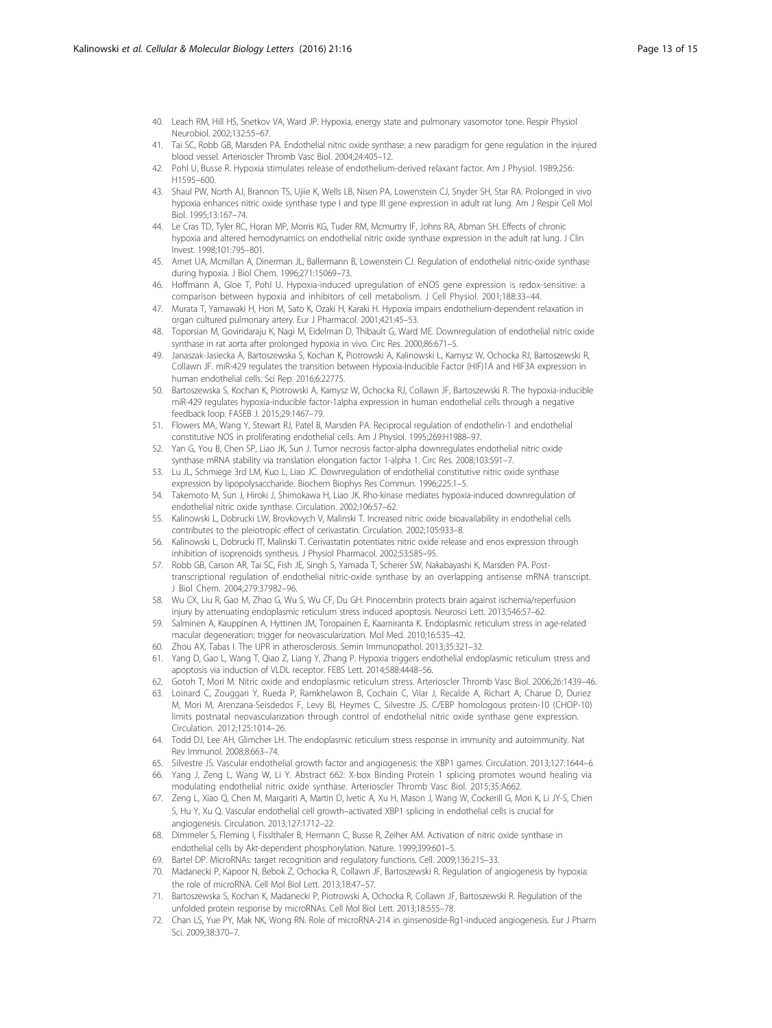40. Leach RM, Hill HS, Snetkov VA, Ward JP. Hypoxia, energy state and pulmonary vasomotor tone. Respir Physiol Neurobiol. 2002;132:55–67.
41. Tai SC, Robb GB, Marsden PA. Endothelial nitric oxide synthase: a new paradigm for gene regulation in the injured blood vessel. Arterioscler Thromb Vasc Biol. 2004;24:405–12.
42. Pohl U, Busse R. Hypoxia stimulates release of endothelium-derived relaxant factor. Am J Physiol. 1989;256: H1595–600.
43. Shaul PW, North AJ, Brannon TS, Ujiie K, Wells LB, Nisen PA, Lowenstein CJ, Snyder SH, Star RA. Prolonged in vivo hypoxia enhances nitric oxide synthase type I and type III gene expression in adult rat lung. Am J Respir Cell Mol Biol. 1995;13:167–74.
44. Le Cras TD, Tyler RC, Horan MP, Morris KG, Tuder RM, Mcmurtry IF, Johns RA, Abman SH. Effects of chronic hypoxia and altered hemodynamics on endothelial nitric oxide synthase expression in the adult rat lung. J Clin Invest. 1998;101:795–801.
45. Arnet UA, Mcmillan A, Dinerman JL, Ballermann B, Lowenstein CJ. Regulation of endothelial nitric-oxide synthase during hypoxia. J Biol Chem. 1996;271:15069–73.
46. Hoffmann A, Gloe T, Pohl U. Hypoxia-induced upregulation of eNOS gene expression is redox-sensitive: a comparison between hypoxia and inhibitors of cell metabolism. J Cell Physiol. 2001;188:33–44.
47. Murata T, Yamawaki H, Hori M, Sato K, Ozaki H, Karaki H. Hypoxia impairs endothelium-dependent relaxation in organ cultured pulmonary artery. Eur J Pharmacol. 2001;421:45–53.
48. Toporsian M, Govindaraju K, Nagi M, Eidelman D, Thibault G, Ward ME. Downregulation of endothelial nitric oxide synthase in rat aorta after prolonged hypoxia in vivo. Circ Res. 2000;86:671–5.
49. Janaszak-Jasiecka A, Bartoszewska S, Kochan K, Piotrowski A, Kalinowski L, Kamysz W, Ochocka RJ, Bartoszewski R, Collawn JF. miR-429 regulates the transition between Hypoxia-Inducible Factor (HIF)1A and HIF3A expression in human endothelial cells. Sci Rep. 2016;6:22775.
50. Bartoszewska S, Kochan K, Piotrowski A, Kamysz W, Ochocka RJ, Collawn JF, Bartoszewski R. The hypoxia-inducible miR-429 regulates hypoxia-inducible factor-1alpha expression in human endothelial cells through a negative feedback loop. FASEB J. 2015;29:1467–79.
51. Flowers MA, Wang Y, Stewart RJ, Patel B, Marsden PA. Reciprocal regulation of endothelin-1 and endothelial constitutive NOS in proliferating endothelial cells. Am J Physiol. 1995;269:H1988–97.
52. Yan G, You B, Chen SP, Liao JK, Sun J. Tumor necrosis factor-alpha downregulates endothelial nitric oxide synthase mRNA stability via translation elongation factor 1-alpha 1. Circ Res. 2008;103:591–7.
53. Lu JL, Schmiege 3rd LM, Kuo L, Liao JC. Downregulation of endothelial constitutive nitric oxide synthase expression by lipopolysaccharide. Biochem Biophys Res Commun. 1996;225:1–5.
54. Takemoto M, Sun J, Hiroki J, Shimokawa H, Liao JK. Rho-kinase mediates hypoxia-induced downregulation of endothelial nitric oxide synthase. Circulation. 2002;106:57–62.
55. Kalinowski L, Dobrucki LW, Brovkovych V, Malinski T. Increased nitric oxide bioavailability in endothelial cells contributes to the pleiotropic effect of cerivastatin. Circulation. 2002;105:933–8.
56. Kalinowski L, Dobrucki IT, Malinski T. Cerivastatin potentiates nitric oxide release and enos expression through inhibition of isoprenoids synthesis. J Physiol Pharmacol. 2002;53:585–95.
57. Robb GB, Carson AR, Tai SC, Fish JE, Singh S, Yamada T, Scherer SW, Nakabayashi K, Marsden PA. Post-transcriptional regulation of endothelial nitric-oxide synthase by an overlapping antisense mRNA transcript. J Biol Chem. 2004;279:37982–96.
58. Wu CX, Liu R, Gao M, Zhao G, Wu S, Wu CF, Du GH. Pinocembrin protects brain against ischemia/reperfusion injury by attenuating endoplasmic reticulum stress induced apoptosis. Neurosci Lett. 2013;546:57–62.
59. Salminen A, Kauppinen A, Hyttinen JM, Toropainen E, Kaarniranta K. Endoplasmic reticulum stress in age-related macular degeneration: trigger for neovascularization. Mol Med. 2010;16:535–42.
60. Zhou AX, Tabas I. The UPR in atherosclerosis. Semin Immunopathol. 2013;35:321–32.
61. Yang D, Gao L, Wang T, Qiao Z, Liang Y, Zhang P. Hypoxia triggers endothelial endoplasmic reticulum stress and apoptosis via induction of VLDL receptor. FEBS Lett. 2014;588:4448–56.
62. Gotoh T, Mori M. Nitric oxide and endoplasmic reticulum stress. Arterioscler Thromb Vasc Biol. 2006;26:1439–46.
63. Loinard C, Zouggari Y, Rueda P, Ramkhelawon B, Cochain C, Vilar J, Recalde A, Richart A, Charue D, Duriez M, Mori M, Arenzana-Seisdedos F, Levy BI, Heymes C, Silvestre JS. C/EBP homologous protein-10 (CHOP-10) limits postnatal neovascularization through control of endothelial nitric oxide synthase gene expression. Circulation. 2012;125:1014–26.
64. Todd DJ, Lee AH, Glimcher LH. The endoplasmic reticulum stress response in immunity and autoimmunity. Nat Rev Immunol. 2008;8:663–74.
65. Silvestre JS. Vascular endothelial growth factor and angiogenesis: the XBP1 games. Circulation. 2013;127:1644–6.
66. Yang J, Zeng L, Wang W, Li Y. Abstract 662: X-box Binding Protein 1 splicing promotes wound healing via modulating endothelial nitric oxide synthase. Arterioscler Thromb Vasc Biol. 2015;35:A662.
67. Zeng L, Xiao Q, Chen M, Margariti A, Martin D, Ivetic A, Xu H, Mason J, Wang W, Cockerill G, Mori K, Li JY-S, Chien S, Hu Y, Xu Q. Vascular endothelial cell growth–activated XBP1 splicing in endothelial cells is crucial for angiogenesis. Circulation. 2013;127:1712–22.
68. Dimmeler S, Fleming I, Fisslthaler B, Hermann C, Busse R, Zeiher AM. Activation of nitric oxide synthase in endothelial cells by Akt-dependent phosphorylation. Nature. 1999;399:601–5.
69. Bartel DP. MicroRNAs: target recognition and regulatory functions. Cell. 2009;136:215–33.
70. Madanecki P, Kapoor N, Bebok Z, Ochocka R, Collawn JF, Bartoszewski R. Regulation of angiogenesis by hypoxia: the role of microRNA. Cell Mol Biol Lett. 2013;18:47–57.
71. Bartoszewska S, Kochan K, Madanecki P, Piotrowski A, Ochocka R, Collawn JF, Bartoszewski R. Regulation of the unfolded protein response by microRNAs. Cell Mol Biol Lett. 2013;18:555–78.
72. Chan LS, Yue PY, Mak NK, Wong RN. Role of microRNA-214 in ginsenoside-Rg1-induced angiogenesis. Eur J Pharm Sci. 2009;38:370–7.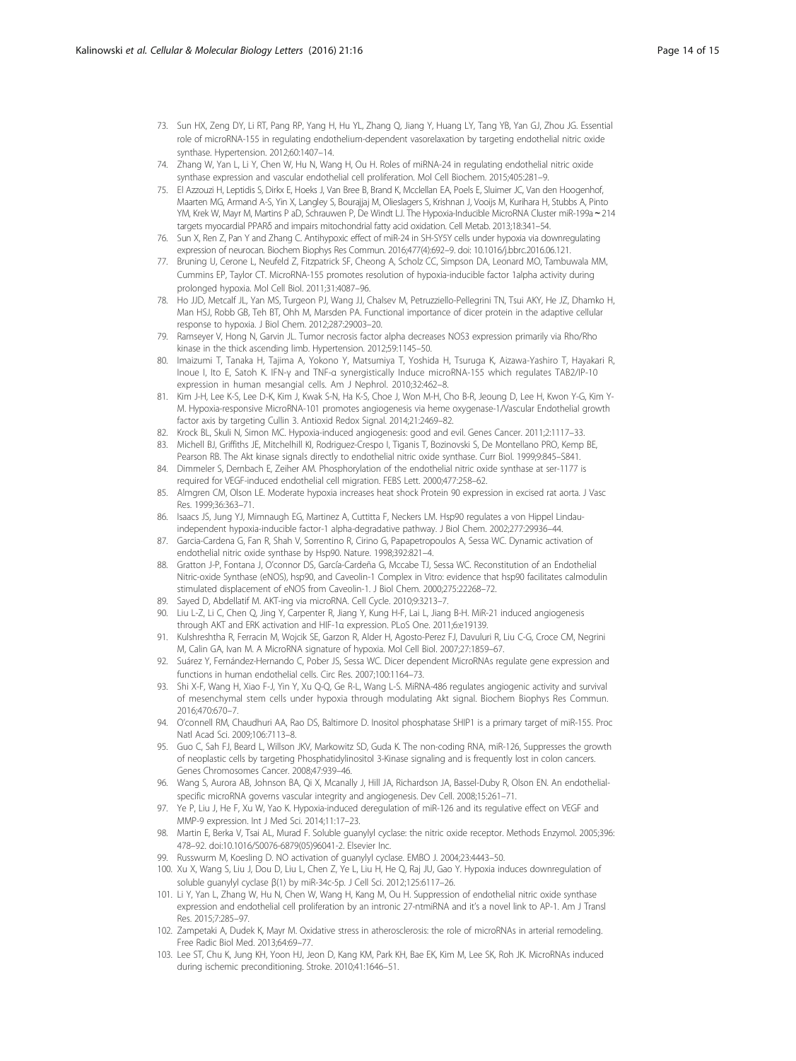73. Sun HX, Zeng DY, Li RT, Pang RP, Yang H, Hu YL, Zhang Q, Jiang Y, Huang LY, Tang YB, Yan GJ, Zhou JG. Essential role of microRNA-155 in regulating endothelium-dependent vasorelaxation by targeting endothelial nitric oxide synthase. Hypertension. 2012;60:1407–14.
74. Zhang W, Yan L, Li Y, Chen W, Hu N, Wang H, Ou H. Roles of miRNA-24 in regulating endothelial nitric oxide synthase expression and vascular endothelial cell proliferation. Mol Cell Biochem. 2015;405:281–9.
75. El Azzouzi H, Leptidis S, Dirkx E, Hoeks J, Van Bree B, Brand K, Mcclellan EA, Poels E, Sluimer JC, Van den Hoogenhof, Maarten MG, Armand A-S, Yin X, Langley S, Bourajjaj M, Olieslagers S, Krishnan J, Vooijs M, Kurihara H, Stubbs A, Pinto YM, Krek W, Mayr M, Martins P aD, Schrauwen P, De Windt LJ. The Hypoxia-Inducible MicroRNA Cluster miR-199a ~ 214 targets myocardial PPARδ and impairs mitochondrial fatty acid oxidation. Cell Metab. 2013;18:341–54.
76. Sun X, Ren Z, Pan Y and Zhang C. Antihypoxic effect of miR-24 in SH-SY5Y cells under hypoxia via downregulating expression of neurocan. Biochem Biophys Res Commun. 2016;477(4):692–9. doi: 10.1016/j.bbrc.2016.06.121.
77. Bruning U, Cerone L, Neufeld Z, Fitzpatrick SF, Cheong A, Scholz CC, Simpson DA, Leonard MO, Tambuwala MM, Cummins EP, Taylor CT. MicroRNA-155 promotes resolution of hypoxia-inducible factor 1alpha activity during prolonged hypoxia. Mol Cell Biol. 2011;31:4087–96.
78. Ho JJD, Metcalf JL, Yan MS, Turgeon PJ, Wang JJ, Chalsev M, Petruzziello-Pellegrini TN, Tsui AKY, He JZ, Dhamko H, Man HSJ, Robb GB, Teh BT, Ohh M, Marsden PA. Functional importance of dicer protein in the adaptive cellular response to hypoxia. J Biol Chem. 2012;287:29003–20.
79. Ramseyer V, Hong N, Garvin JL. Tumor necrosis factor alpha decreases NOS3 expression primarily via Rho/Rho kinase in the thick ascending limb. Hypertension. 2012;59:1145–50.
80. Imaizumi T, Tanaka H, Tajima A, Yokono Y, Matsumiya T, Yoshida H, Tsuruga K, Aizawa-Yashiro T, Hayakari R, Inoue I, Ito E, Satoh K. IFN-γ and TNF-α synergistically Induce microRNA-155 which regulates TAB2/IP-10 expression in human mesangial cells. Am J Nephrol. 2010;32:462–8.
81. Kim J-H, Lee K-S, Lee D-K, Kim J, Kwak S-N, Ha K-S, Choe J, Won M-H, Cho B-R, Jeoung D, Lee H, Kwon Y-G, Kim Y-M. Hypoxia-responsive MicroRNA-101 promotes angiogenesis via heme oxygenase-1/Vascular Endothelial growth factor axis by targeting Cullin 3. Antioxid Redox Signal. 2014;21:2469–82.
82. Krock BL, Skuli N, Simon MC. Hypoxia-induced angiogenesis: good and evil. Genes Cancer. 2011;2:1117–33.
83. Michell BJ, Griffiths JE, Mitchelhill KI, Rodriguez-Crespo I, Tiganis T, Bozinovski S, De Montellano PRO, Kemp BE, Pearson RB. The Akt kinase signals directly to endothelial nitric oxide synthase. Curr Biol. 1999;9:845–S841.
84. Dimmeler S, Dernbach E, Zeiher AM. Phosphorylation of the endothelial nitric oxide synthase at ser-1177 is required for VEGF-induced endothelial cell migration. FEBS Lett. 2000;477:258–62.
85. Almgren CM, Olson LE. Moderate hypoxia increases heat shock Protein 90 expression in excised rat aorta. J Vasc Res. 1999;36:363–71.
86. Isaacs JS, Jung YJ, Mimnaugh EG, Martinez A, Cuttitta F, Neckers LM. Hsp90 regulates a von Hippel Lindau-independent hypoxia-inducible factor-1 alpha-degradative pathway. J Biol Chem. 2002;277:29936–44.
87. Garcia-Cardena G, Fan R, Shah V, Sorrentino R, Cirino G, Papapetropoulos A, Sessa WC. Dynamic activation of endothelial nitric oxide synthase by Hsp90. Nature. 1998;392:821–4.
88. Gratton J-P, Fontana J, O'connor DS, García-Cardeña G, Mccabe TJ, Sessa WC. Reconstitution of an Endothelial Nitric-oxide Synthase (eNOS), hsp90, and Caveolin-1 Complex in Vitro: evidence that hsp90 facilitates calmodulin stimulated displacement of eNOS from Caveolin-1. J Biol Chem. 2000;275:22268–72.
89. Sayed D, Abdellatif M. AKT-ing via microRNA. Cell Cycle. 2010;9:3213–7.
90. Liu L-Z, Li C, Chen Q, Jing Y, Carpenter R, Jiang Y, Kung H-F, Lai L, Jiang B-H. MiR-21 induced angiogenesis through AKT and ERK activation and HIF-1α expression. PLoS One. 2011;6:e19139.
91. Kulshreshtha R, Ferracin M, Wojcik SE, Garzon R, Alder H, Agosto-Perez FJ, Davuluri R, Liu C-G, Croce CM, Negrini M, Calin GA, Ivan M. A MicroRNA signature of hypoxia. Mol Cell Biol. 2007;27:1859–67.
92. Suárez Y, Fernández-Hernando C, Pober JS, Sessa WC. Dicer dependent MicroRNAs regulate gene expression and functions in human endothelial cells. Circ Res. 2007;100:1164–73.
93. Shi X-F, Wang H, Xiao F-J, Yin Y, Xu Q-Q, Ge R-L, Wang L-S. MiRNA-486 regulates angiogenic activity and survival of mesenchymal stem cells under hypoxia through modulating Akt signal. Biochem Biophys Res Commun. 2016;470:670–7.
94. O'connell RM, Chaudhuri AA, Rao DS, Baltimore D. Inositol phosphatase SHIP1 is a primary target of miR-155. Proc Natl Acad Sci. 2009;106:7113–8.
95. Guo C, Sah FJ, Beard L, Willson JKV, Markowitz SD, Guda K. The non-coding RNA, miR-126, Suppresses the growth of neoplastic cells by targeting Phosphatidylinositol 3-Kinase signaling and is frequently lost in colon cancers. Genes Chromosomes Cancer. 2008;47:939–46.
96. Wang S, Aurora AB, Johnson BA, Qi X, Mcanally J, Hill JA, Richardson JA, Bassel-Duby R, Olson EN. An endothelial-specific microRNA governs vascular integrity and angiogenesis. Dev Cell. 2008;15:261–71.
97. Ye P, Liu J, He F, Xu W, Yao K. Hypoxia-induced deregulation of miR-126 and its regulative effect on VEGF and MMP-9 expression. Int J Med Sci. 2014;11:17–23.
98. Martin E, Berka V, Tsai AL, Murad F. Soluble guanylyl cyclase: the nitric oxide receptor. Methods Enzymol. 2005;396: 478–92. doi:10.1016/S0076-6879(05)96041-2. Elsevier Inc.
99. Russwurm M, Koesling D. NO activation of guanylyl cyclase. EMBO J. 2004;23:4443–50.
100. Xu X, Wang S, Liu J, Dou D, Liu L, Chen Z, Ye L, Liu H, He Q, Raj JU, Gao Y. Hypoxia induces downregulation of soluble guanylyl cyclase β(1) by miR-34c-5p. J Cell Sci. 2012;125:6117–26.
101. Li Y, Yan L, Zhang W, Hu N, Chen W, Wang H, Kang M, Ou H. Suppression of endothelial nitric oxide synthase expression and endothelial cell proliferation by an intronic 27-ntmiRNA and it's a novel link to AP-1. Am J Transl Res. 2015;7:285–97.
102. Zampetaki A, Dudek K, Mayr M. Oxidative stress in atherosclerosis: the role of microRNAs in arterial remodeling. Free Radic Biol Med. 2013;64:69–77.
103. Lee ST, Chu K, Jung KH, Yoon HJ, Jeon D, Kang KM, Park KH, Bae EK, Kim M, Lee SK, Roh JK. MicroRNAs induced during ischemic preconditioning. Stroke. 2010;41:1646–51.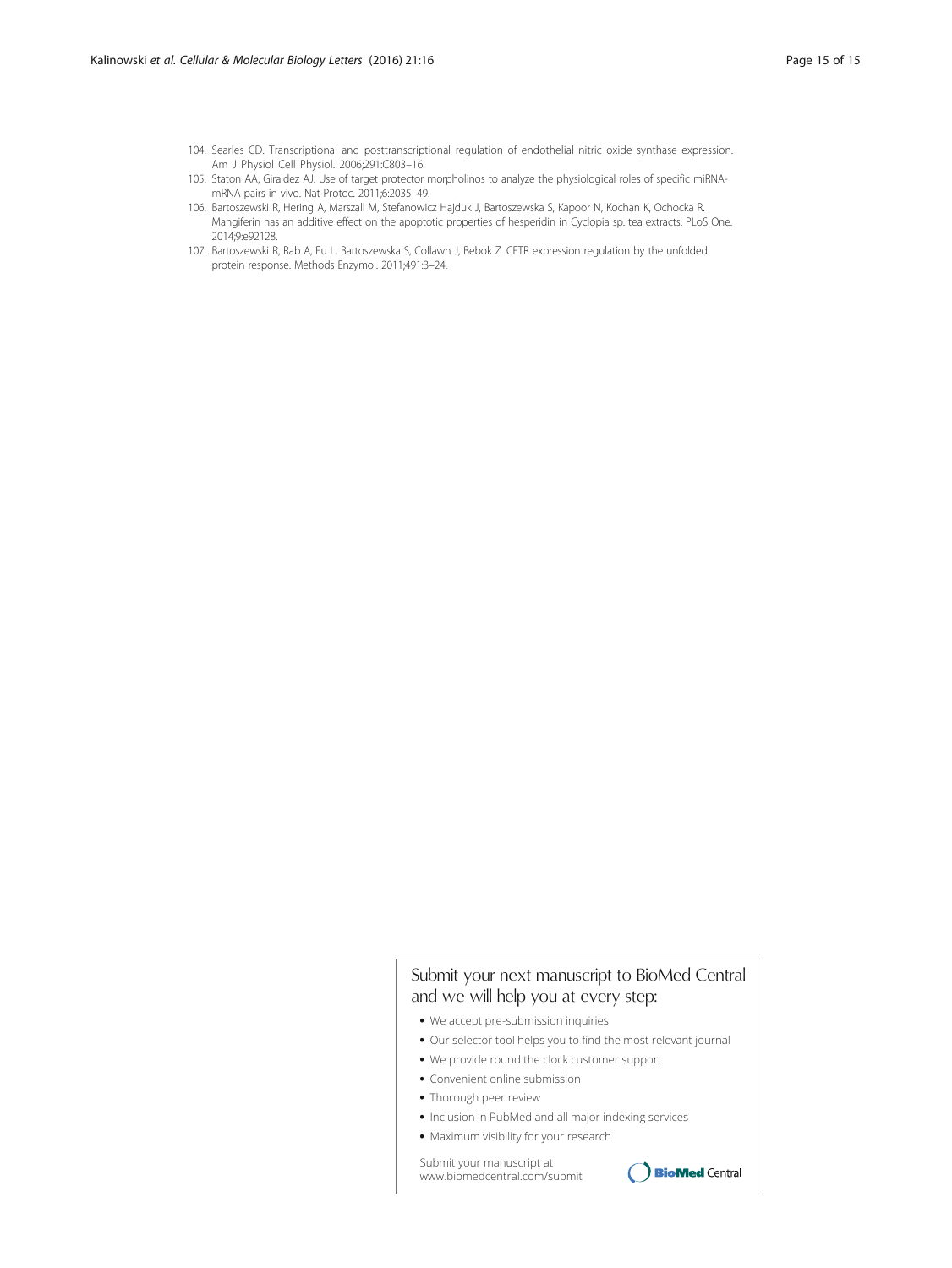104. Searles CD. Transcriptional and posttranscriptional regulation of endothelial nitric oxide synthase expression. Am J Physiol Cell Physiol. 2006;291:C803–16.
105. Staton AA, Giraldez AJ. Use of target protector morpholinos to analyze the physiological roles of specific miRNA-mRNA pairs in vivo. Nat Protoc. 2011;6:2035–49.
106. Bartoszewski R, Hering A, Marszall M, Stefanowicz Hajduk J, Bartoszewska S, Kapoor N, Kochan K, Ochocka R. Mangiferin has an additive effect on the apoptotic properties of hesperidin in Cyclopia sp. tea extracts. PLoS One. 2014;9:e92128.
107. Bartoszewski R, Rab A, Fu L, Bartoszewska S, Collawn J, Bebok Z. CFTR expression regulation by the unfolded protein response. Methods Enzymol. 2011;491:3–24.

Submit your next manuscript to BioMed Central and we will help you at every step:

- We accept pre-submission inquiries
- Our selector tool helps you to find the most relevant journal
- We provide round the clock customer support
- Convenient online submission
- Thorough peer review
- Inclusion in PubMed and all major indexing services
- Maximum visibility for your research

Submit your manuscript at www.biomedcentral.com/submit

BioMed Central